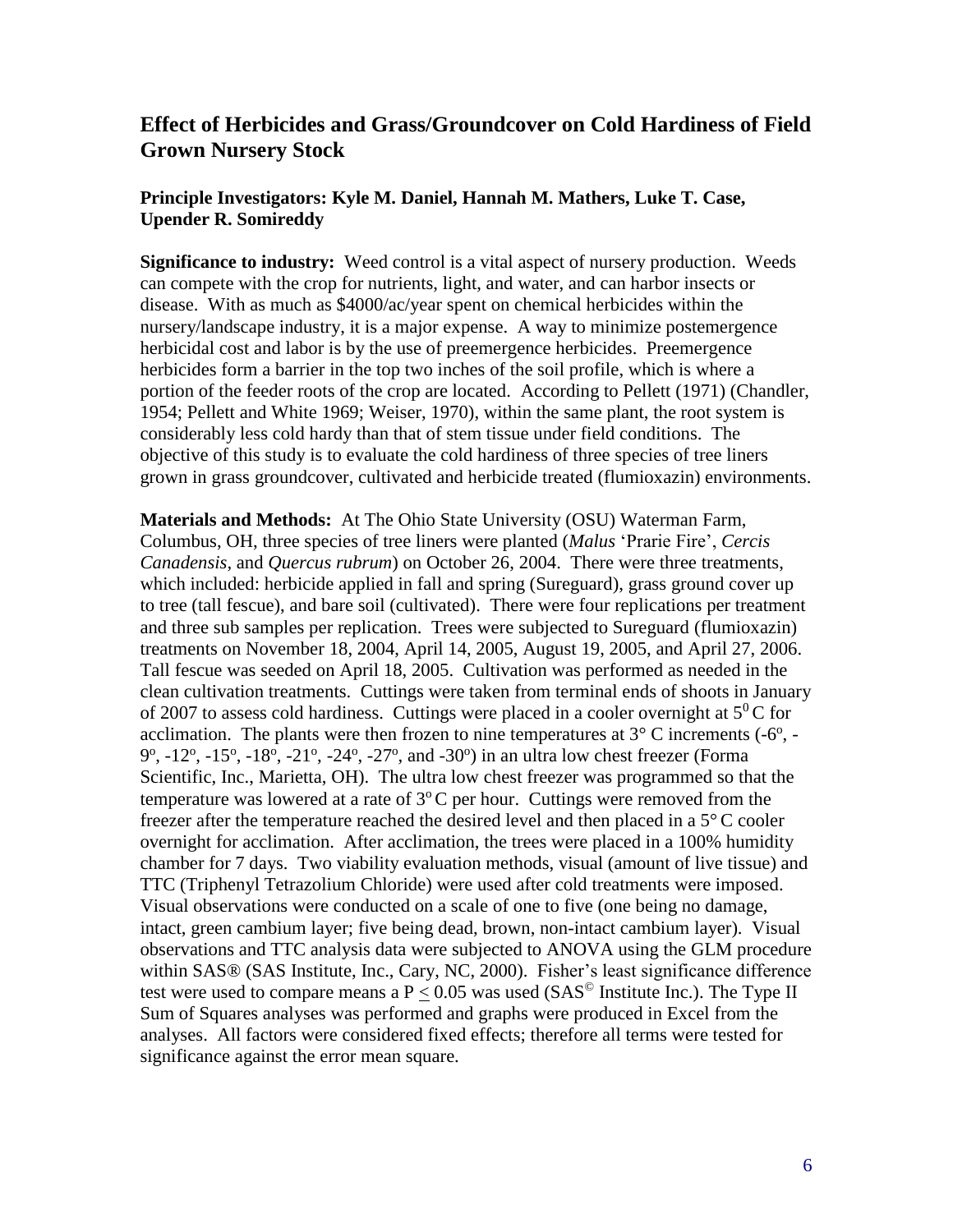## Effect of Herbicides and Grass/Groundcover on Cold Hardiness of Field Grown Nursery Stock

**Principle Investigators: Kyle M. Daniel, Hannah M. Mathers, Luke T. Case, Upender R. Somireddy**

**Significance to industry:** Weed control is a vital aspect of nursery production. Weeds can compete with the crop for nutrients, light, and water, and can harbor insects or disease. With as much as $4000/ac/year spent on chemical herbicides within the nursery/landscape industry, it is a major expense. A way to minimize postemergence herbicidal cost and labor is by the use of preemergence herbicides. Preemergence herbicides form a barrier in the top two inches of the soil profile, which is where a portion of the feeder roots of the crop are located. According to Pellett (1971) (Chandler, 1954; Pellett and White 1969; Weiser, 1970), within the same plant, the root system is considerably less cold hardy than that of stem tissue under field conditions. The objective of this study is to evaluate the cold hardiness of three species of tree liners grown in grass groundcover, cultivated and herbicide treated (flumioxazin) environments.

**Materials and Methods:** At The Ohio State University (OSU) Waterman Farm, Columbus, OH, three species of tree liners were planted (*Malus* 'Prarie Fire', *Cercis Canadensis,* and *Quercus rubrum*) on October 26, 2004. There were three treatments, which included: herbicide applied in fall and spring (Sureguard), grass ground cover up to tree (tall fescue), and bare soil (cultivated). There were four replications per treatment and three sub samples per replication. Trees were subjected to Sureguard (flumioxazin) treatments on November 18, 2004, April 14, 2005, August 19, 2005, and April 27, 2006. Tall fescue was seeded on April 18, 2005. Cultivation was performed as needed in the clean cultivation treatments. Cuttings were taken from terminal ends of shoots in January of 2007 to assess cold hardiness. Cuttings were placed in a cooler overnight at $5^{0}$ C for acclimation. The plants were then frozen to nine temperatures at 3° C increments (-6º, -9º, -12º, -15º, -18º, -21º, -24º, -27º, and -30º) in an ultra low chest freezer (Forma Scientific, Inc., Marietta, OH). The ultra low chest freezer was programmed so that the temperature was lowered at a rate of $3^{o}$ C per hour. Cuttings were removed from the freezer after the temperature reached the desired level and then placed in a 5° C cooler overnight for acclimation. After acclimation, the trees were placed in a 100% humidity chamber for 7 days. Two viability evaluation methods, visual (amount of live tissue) and TTC (Triphenyl Tetrazolium Chloride) were used after cold treatments were imposed. Visual observations were conducted on a scale of one to five (one being no damage, intact, green cambium layer; five being dead, brown, non-intact cambium layer). Visual observations and TTC analysis data were subjected to ANOVA using the GLM procedure within SAS® (SAS Institute, Inc., Cary, NC, 2000). Fisher's least significance difference test were used to compare means a $P \leq 0.05$ was used (SAS© Institute Inc.). The Type II Sum of Squares analyses was performed and graphs were produced in Excel from the analyses. All factors were considered fixed effects; therefore all terms were tested for significance against the error mean square.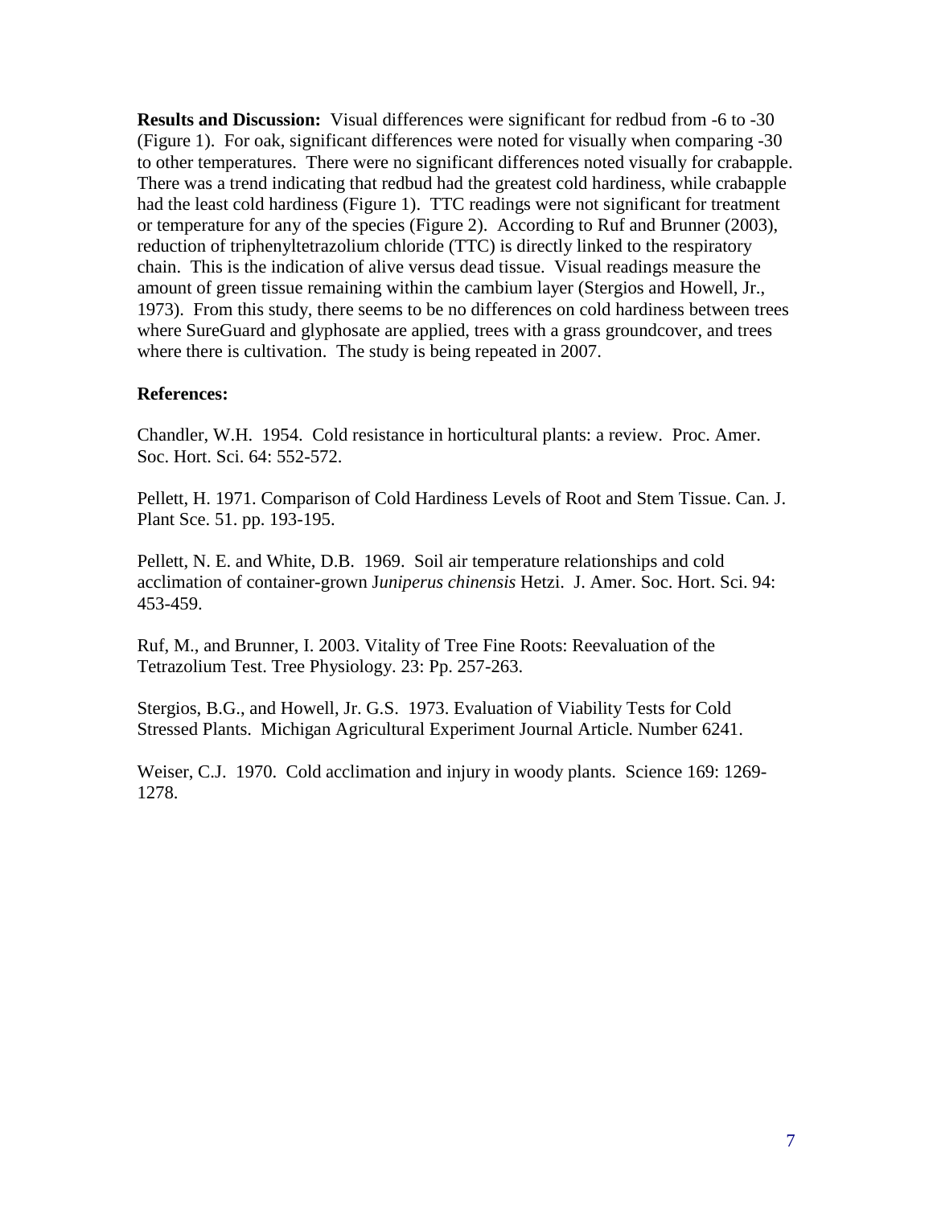**Results and Discussion:** Visual differences were significant for redbud from -6 to -30 (Figure 1). For oak, significant differences were noted for visually when comparing -30 to other temperatures. There were no significant differences noted visually for crabapple. There was a trend indicating that redbud had the greatest cold hardiness, while crabapple had the least cold hardiness (Figure 1). TTC readings were not significant for treatment or temperature for any of the species (Figure 2). According to Ruf and Brunner (2003), reduction of triphenyltetrazolium chloride (TTC) is directly linked to the respiratory chain. This is the indication of alive versus dead tissue. Visual readings measure the amount of green tissue remaining within the cambium layer (Stergios and Howell, Jr., 1973). From this study, there seems to be no differences on cold hardiness between trees where SureGuard and glyphosate are applied, trees with a grass groundcover, and trees where there is cultivation. The study is being repeated in 2007.

**References:**

Chandler, W.H. 1954. Cold resistance in horticultural plants: a review. Proc. Amer. Soc. Hort. Sci. 64: 552-572.

Pellett, H. 1971. Comparison of Cold Hardiness Levels of Root and Stem Tissue. Can. J. Plant Sce. 51. pp. 193-195.

Pellett, N. E. and White, D.B. 1969. Soil air temperature relationships and cold acclimation of container-grown J*uniperus chinensis* Hetzi. J. Amer. Soc. Hort. Sci. 94: 453-459.

Ruf, M., and Brunner, I. 2003. Vitality of Tree Fine Roots: Reevaluation of the Tetrazolium Test. Tree Physiology. 23: Pp. 257-263.

Stergios, B.G., and Howell, Jr. G.S. 1973. Evaluation of Viability Tests for Cold Stressed Plants. Michigan Agricultural Experiment Journal Article. Number 6241.

Weiser, C.J. 1970. Cold acclimation and injury in woody plants. Science 169: 1269-1278.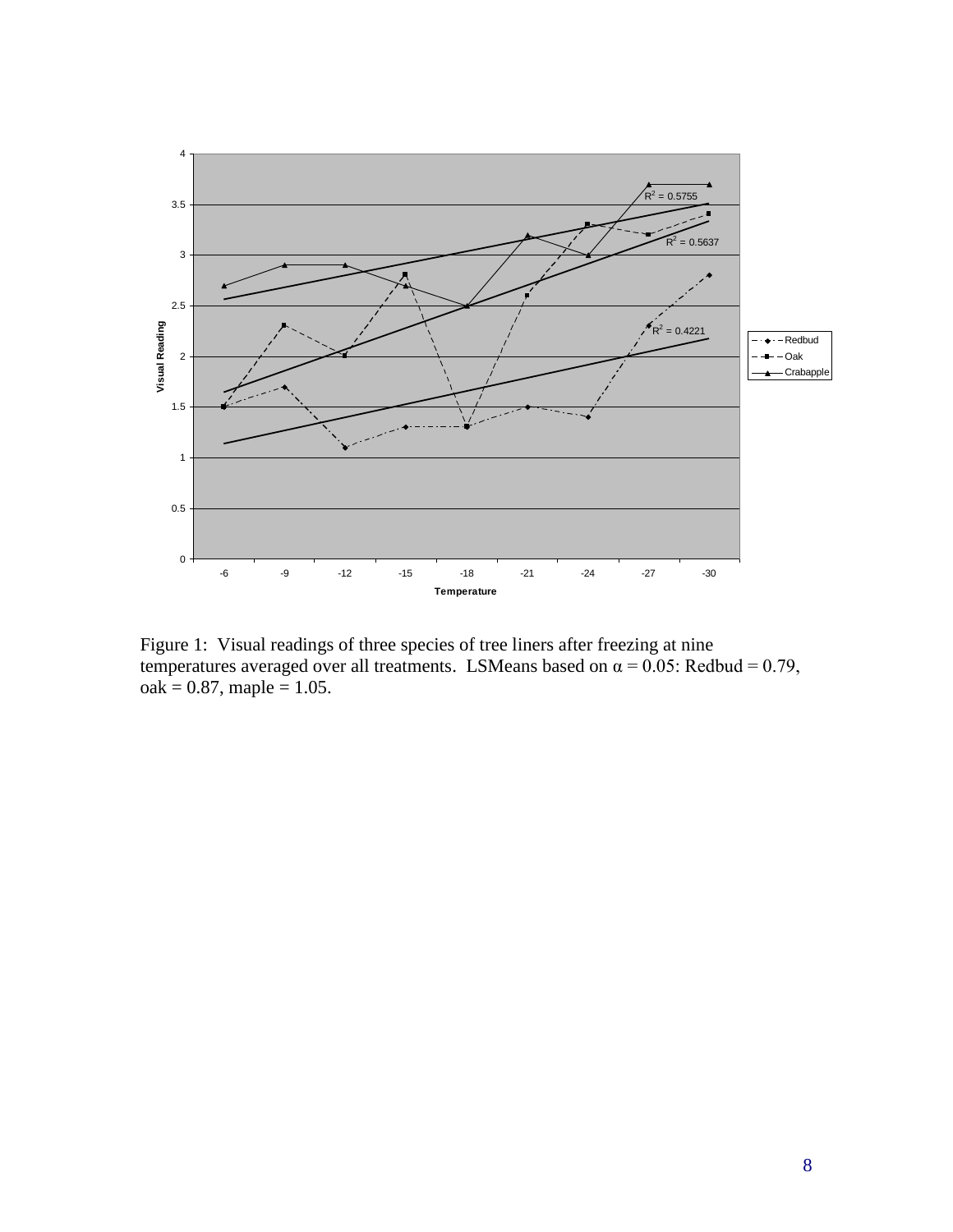Figure 1: Visual readings of three species of tree liners after freezing at nine temperatures averaged over all treatments. LSMeans based on $\alpha = 0.05$: Redbud = 0.79, oak = 0.87, maple = 1.05.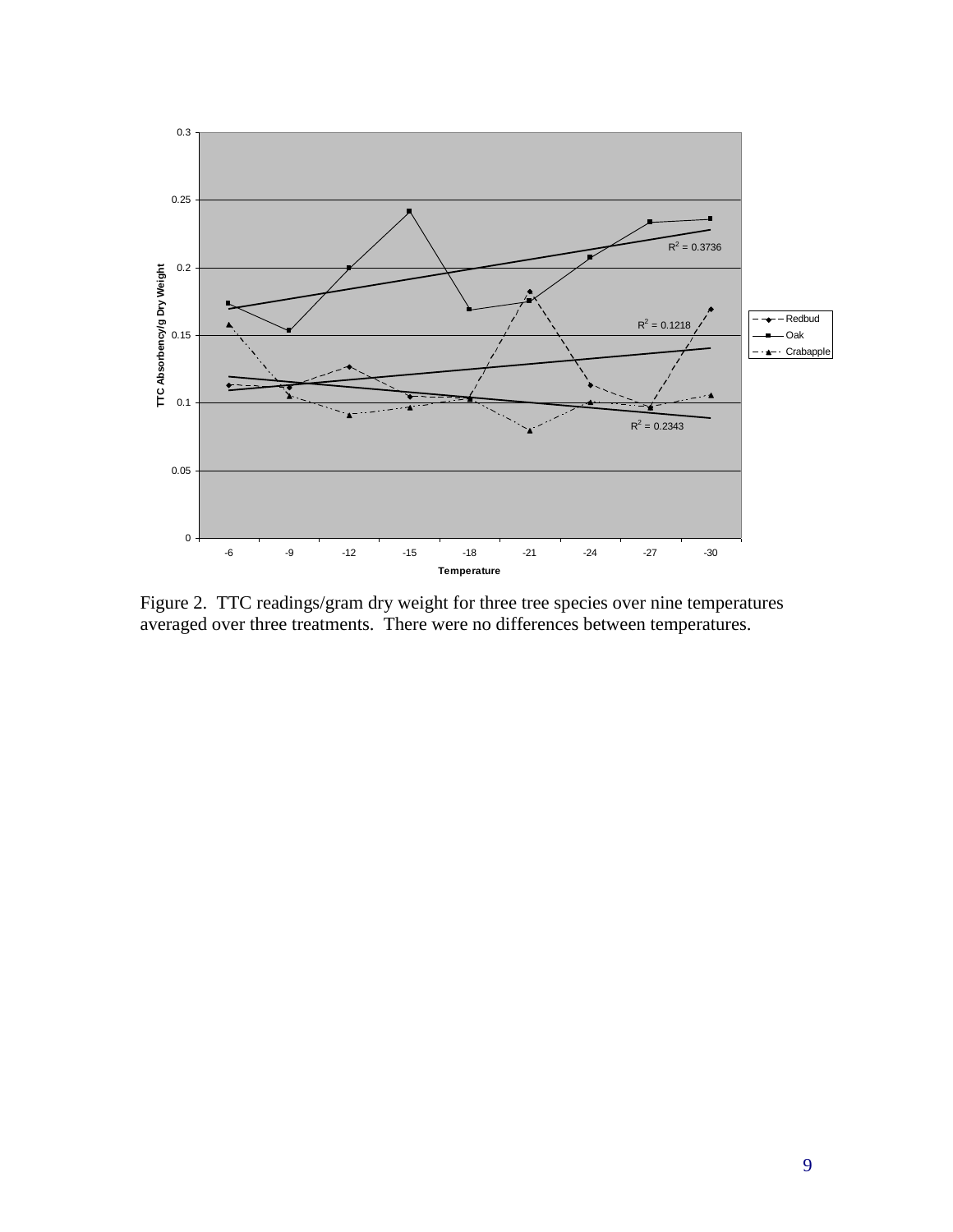0.3

0.25

0.2

0.15

0.1

0.05

0

TTC Absorbency/g Dry Weight

-6 -9 -12 -15 -18 -21 -24 -27 -30

Temperature

$R^2$ = 0.3736

$R^2$ = 0.1218

$R^2$ = 0.2343

Redbud

Oak

Crabapple

Figure 2. TTC readings/gram dry weight for three tree species over nine temperatures averaged over three treatments. There were no differences between temperatures.